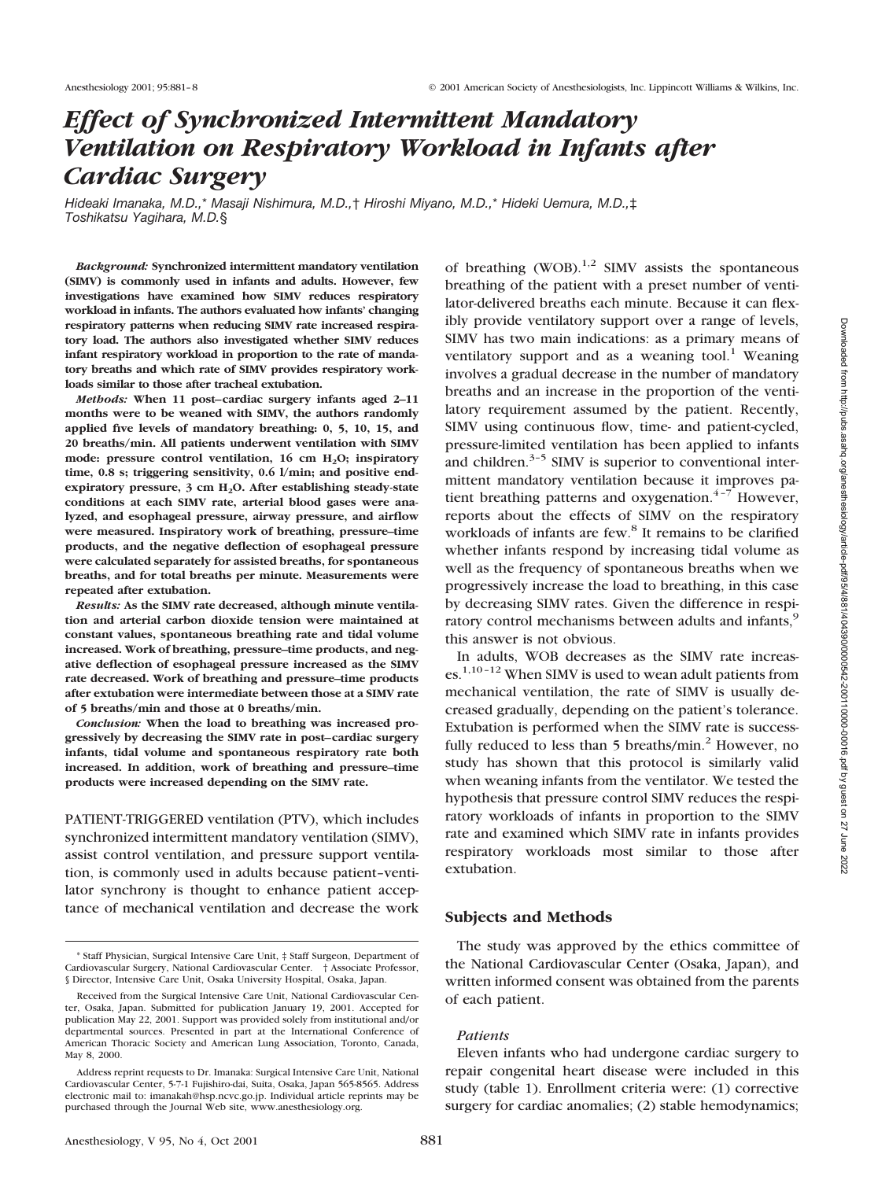# *Effect of Synchronized Intermittent Mandatory Ventilation on Respiratory Workload in Infants after Cardiac Surgery*

*Hideaki Imanaka, M.D.,\* Masaji Nishimura, M.D.,† Hiroshi Miyano, M.D.,\* Hideki Uemura, M.D.,‡ Toshikatsu Yagihara, M.D.§*

***Background:*** **Synchronized intermittent mandatory ventilation (SIMV) is commonly used in infants and adults. However, few investigations have examined how SIMV reduces respiratory workload in infants. The authors evaluated how infants' changing respiratory patterns when reducing SIMV rate increased respiratory load. The authors also investigated whether SIMV reduces infant respiratory workload in proportion to the rate of mandatory breaths and which rate of SIMV provides respiratory workloads similar to those after tracheal extubation.**

***Methods:*** **When 11 post–cardiac surgery infants aged 2–11 months were to be weaned with SIMV, the authors randomly applied five levels of mandatory breathing: 0, 5, 10, 15, and 20 breaths/min. All patients underwent ventilation with SIMV mode: pressure control ventilation, 16 cm $H_2O$; inspiratory time, 0.8 s; triggering sensitivity, 0.6 l/min; and positive end-expiratory pressure, 3 cm $H_2O$. After establishing steady-state conditions at each SIMV rate, arterial blood gases were analyzed, and esophageal pressure, airway pressure, and airflow were measured. Inspiratory work of breathing, pressure–time products, and the negative deflection of esophageal pressure were calculated separately for assisted breaths, for spontaneous breaths, and for total breaths per minute. Measurements were repeated after extubation.**

***Results:*** **As the SIMV rate decreased, although minute ventilation and arterial carbon dioxide tension were maintained at constant values, spontaneous breathing rate and tidal volume increased. Work of breathing, pressure–time products, and negative deflection of esophageal pressure increased as the SIMV rate decreased. Work of breathing and pressure–time products after extubation were intermediate between those at a SIMV rate of 5 breaths/min and those at 0 breaths/min.**

***Conclusion:*** **When the load to breathing was increased progressively by decreasing the SIMV rate in post–cardiac surgery infants, tidal volume and spontaneous respiratory rate both increased. In addition, work of breathing and pressure–time products were increased depending on the SIMV rate.**

PATIENT-TRIGGERED ventilation (PTV), which includes synchronized intermittent mandatory ventilation (SIMV), assist control ventilation, and pressure support ventilation, is commonly used in adults because patient–ventilator synchrony is thought to enhance patient acceptance of mechanical ventilation and decrease the work of breathing (WOB).[1,2] SIMV assists the spontaneous breathing of the patient with a preset number of ventilator-delivered breaths each minute. Because it can flexibly provide ventilatory support over a range of levels, SIMV has two main indications: as a primary means of ventilatory support and as a weaning tool.[1] Weaning involves a gradual decrease in the number of mandatory breaths and an increase in the proportion of the ventilatory requirement assumed by the patient. Recently, SIMV using continuous flow, time- and patient-cycled, pressure-limited ventilation has been applied to infants and children.[3–5] SIMV is superior to conventional intermittent mandatory ventilation because it improves patient breathing patterns and oxygenation.[4–7] However, reports about the effects of SIMV on the respiratory workloads of infants are few.[8] It remains to be clarified whether infants respond by increasing tidal volume as well as the frequency of spontaneous breaths when we progressively increase the load to breathing, in this case by decreasing SIMV rates. Given the difference in respiratory control mechanisms between adults and infants,[9] this answer is not obvious.

In adults, WOB decreases as the SIMV rate increases.[1,10–12] When SIMV is used to wean adult patients from mechanical ventilation, the rate of SIMV is usually decreased gradually, depending on the patient's tolerance. Extubation is performed when the SIMV rate is successfully reduced to less than 5 breaths/min.[2] However, no study has shown that this protocol is similarly valid when weaning infants from the ventilator. We tested the hypothesis that pressure control SIMV reduces the respiratory workloads of infants in proportion to the SIMV rate and examined which SIMV rate in infants provides respiratory workloads most similar to those after extubation.

## Subjects and Methods

The study was approved by the ethics committee of the National Cardiovascular Center (Osaka, Japan), and written informed consent was obtained from the parents of each patient.

### *Patients*

Eleven infants who had undergone cardiac surgery to repair congenital heart disease were included in this study (table 1). Enrollment criteria were: (1) corrective surgery for cardiac anomalies; (2) stable hemodynamics;

---

\* Staff Physician, Surgical Intensive Care Unit, ‡ Staff Surgeon, Department of Cardiovascular Surgery, National Cardiovascular Center. † Associate Professor, § Director, Intensive Care Unit, Osaka University Hospital, Osaka, Japan.

Received from the Surgical Intensive Care Unit, National Cardiovascular Center, Osaka, Japan. Submitted for publication January 19, 2001. Accepted for publication May 22, 2001. Support was provided solely from institutional and/or departmental sources. Presented in part at the International Conference of American Thoracic Society and American Lung Association, Toronto, Canada, May 8, 2000.

Address reprint requests to Dr. Imanaka: Surgical Intensive Care Unit, National Cardiovascular Center, 5-7-1 Fujishiro-dai, Suita, Osaka, Japan 565-8565. Address electronic mail to: imanakah@hsp.ncvc.go.jp. Individual article reprints may be purchased through the Journal Web site, www.anesthesiology.org.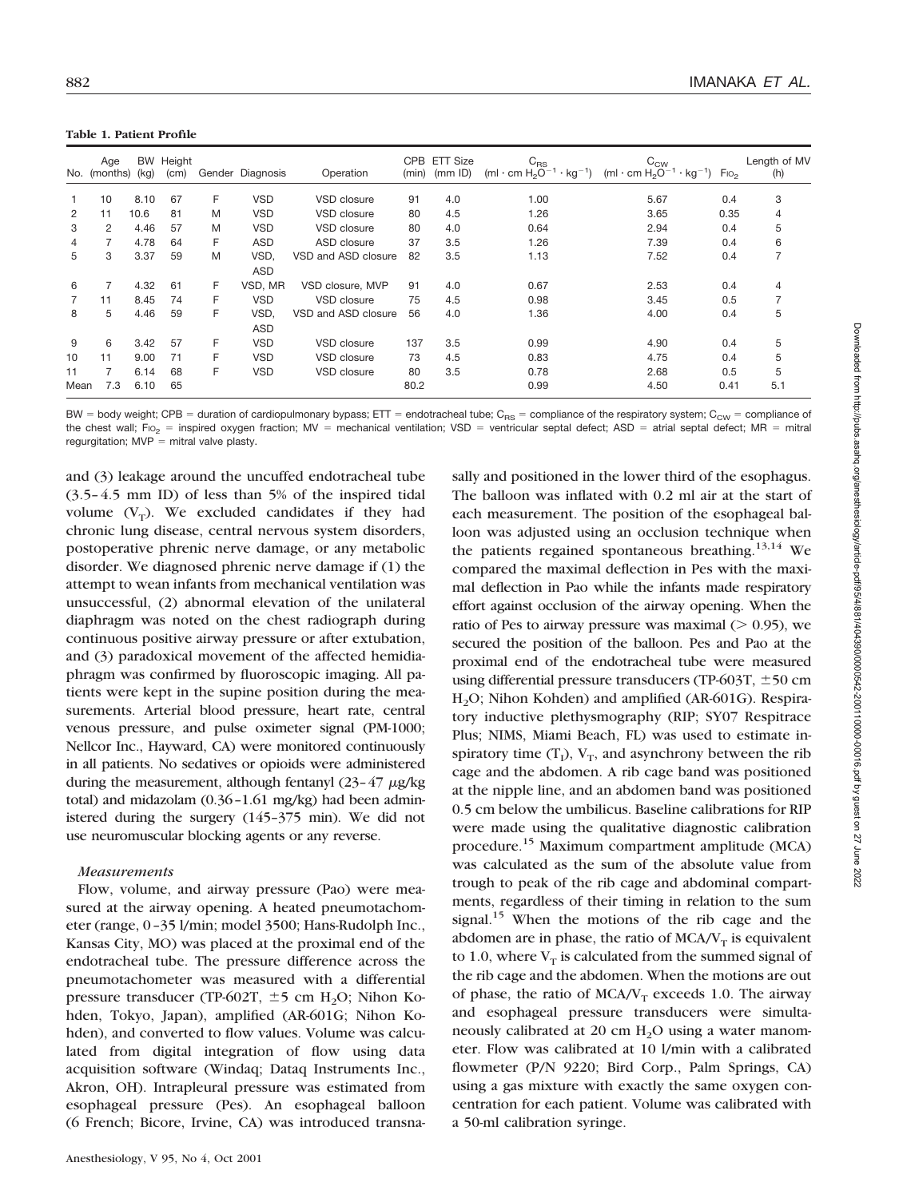**Table 1. Patient Profile**

| No. | Age (months) | BW (kg) | Height (cm) | Gender | Diagnosis | Operation | CPB (min) | ETT Size (mm ID) | $C_{RS}$ $(ml \cdot cm\ H_2O^{-1} \cdot kg^{-1})$ | $C_{CW}$ $(ml \cdot cm\ H_2O^{-1} \cdot kg^{-1})$ | $F_{IO_2}$ | Length of MV (h) |
|---|---|---|---|---|---|---|---|---|---|---|---|---|
| 1 | 10 | 8.10 | 67 | F | VSD | VSD closure | 91 | 4.0 | 1.00 | 5.67 | 0.4 | 3 |
| 2 | 11 | 10.6 | 81 | M | VSD | VSD closure | 80 | 4.5 | 1.26 | 3.65 | 0.35 | 4 |
| 3 | 2 | 4.46 | 57 | M | VSD | VSD closure | 80 | 4.0 | 0.64 | 2.94 | 0.4 | 5 |
| 4 | 7 | 4.78 | 64 | F | ASD | ASD closure | 37 | 3.5 | 1.26 | 7.39 | 0.4 | 6 |
| 5 | 3 | 3.37 | 59 | M | VSD, ASD | VSD and ASD closure | 82 | 3.5 | 1.13 | 7.52 | 0.4 | 7 |
| 6 | 7 | 4.32 | 61 | F | VSD, MR | VSD closure, MVP | 91 | 4.0 | 0.67 | 2.53 | 0.4 | 4 |
| 7 | 11 | 8.45 | 74 | F | VSD | VSD closure | 75 | 4.5 | 0.98 | 3.45 | 0.5 | 7 |
| 8 | 5 | 4.46 | 59 | F | VSD, ASD | VSD and ASD closure | 56 | 4.0 | 1.36 | 4.00 | 0.4 | 5 |
| 9 | 6 | 3.42 | 57 | F | VSD | VSD closure | 137 | 3.5 | 0.99 | 4.90 | 0.4 | 5 |
| 10 | 11 | 9.00 | 71 | F | VSD | VSD closure | 73 | 4.5 | 0.83 | 4.75 | 0.4 | 5 |
| 11 | 7 | 6.14 | 68 | F | VSD | VSD closure | 80 | 3.5 | 0.78 | 2.68 | 0.5 | 5 |
| Mean | 7.3 | 6.10 | 65 | | | | 80.2 | | 0.99 | 4.50 | 0.41 | 5.1 |

BW = body weight; CPB = duration of cardiopulmonary bypass; ETT = endotracheal tube; $C_{RS}$ = compliance of the respiratory system; $C_{CW}$ = compliance of the chest wall; $F_{IO_2}$ = inspired oxygen fraction; MV = mechanical ventilation; VSD = ventricular septal defect; ASD = atrial septal defect; MR = mitral regurgitation; MVP = mitral valve plasty.

and (3) leakage around the uncuffed endotracheal tube (3.5–4.5 mm ID) of less than 5% of the inspired tidal volume ($V_T$). We excluded candidates if they had chronic lung disease, central nervous system disorders, postoperative phrenic nerve damage, or any metabolic disorder. We diagnosed phrenic nerve damage if (1) the attempt to wean infants from mechanical ventilation was unsuccessful, (2) abnormal elevation of the unilateral diaphragm was noted on the chest radiograph during continuous positive airway pressure or after extubation, and (3) paradoxical movement of the affected hemidiaphragm was confirmed by fluoroscopic imaging. All patients were kept in the supine position during the measurements. Arterial blood pressure, heart rate, central venous pressure, and pulse oximeter signal (PM-1000; Nellcor Inc., Hayward, CA) were monitored continuously in all patients. No sedatives or opioids were administered during the measurement, although fentanyl (23–47 μg/kg total) and midazolam (0.36–1.61 mg/kg) had been administered during the surgery (145–375 min). We did not use neuromuscular blocking agents or any reverse.

### *Measurements*

Flow, volume, and airway pressure (Pao) were measured at the airway opening. A heated pneumotachometer (range, 0–35 l/min; model 3500; Hans-Rudolph Inc., Kansas City, MO) was placed at the proximal end of the endotracheal tube. The pressure difference across the pneumotachometer was measured with a differential pressure transducer (TP-602T, ±5 cm $H_2O$; Nihon Kohden, Tokyo, Japan), amplified (AR-601G; Nihon Kohden), and converted to flow values. Volume was calculated from digital integration of flow using data acquisition software (Windaq; Dataq Instruments Inc., Akron, OH). Intrapleural pressure was estimated from esophageal pressure (Pes). An esophageal balloon (6 French; Bicore, Irvine, CA) was introduced transnasally and positioned in the lower third of the esophagus. The balloon was inflated with 0.2 ml air at the start of each measurement. The position of the esophageal balloon was adjusted using an occlusion technique when the patients regained spontaneous breathing.[13,14] We compared the maximal deflection in Pes with the maximal deflection in Pao while the infants made respiratory effort against occlusion of the airway opening. When the ratio of Pes to airway pressure was maximal (> 0.95), we secured the position of the balloon. Pes and Pao at the proximal end of the endotracheal tube were measured using differential pressure transducers (TP-603T, ±50 cm $H_2O$; Nihon Kohden) and amplified (AR-601G). Respiratory inductive plethysmography (RIP; SY07 Respitrace Plus; NIMS, Miami Beach, FL) was used to estimate inspiratory time ($T_I$), $V_T$, and asynchrony between the rib cage and the abdomen. A rib cage band was positioned at the nipple line, and an abdomen band was positioned 0.5 cm below the umbilicus. Baseline calibrations for RIP were made using the qualitative diagnostic calibration procedure.[15] Maximum compartment amplitude (MCA) was calculated as the sum of the absolute value from trough to peak of the rib cage and abdominal compartments, regardless of their timing in relation to the sum signal.[15] When the motions of the rib cage and the abdomen are in phase, the ratio of MCA/$V_T$ is equivalent to 1.0, where $V_T$ is calculated from the summed signal of the rib cage and the abdomen. When the motions are out of phase, the ratio of MCA/$V_T$ exceeds 1.0. The airway and esophageal pressure transducers were simultaneously calibrated at 20 cm $H_2O$ using a water manometer. Flow was calibrated at 10 l/min with a calibrated flowmeter (P/N 9220; Bird Corp., Palm Springs, CA) using a gas mixture with exactly the same oxygen concentration for each patient. Volume was calibrated with a 50-ml calibration syringe.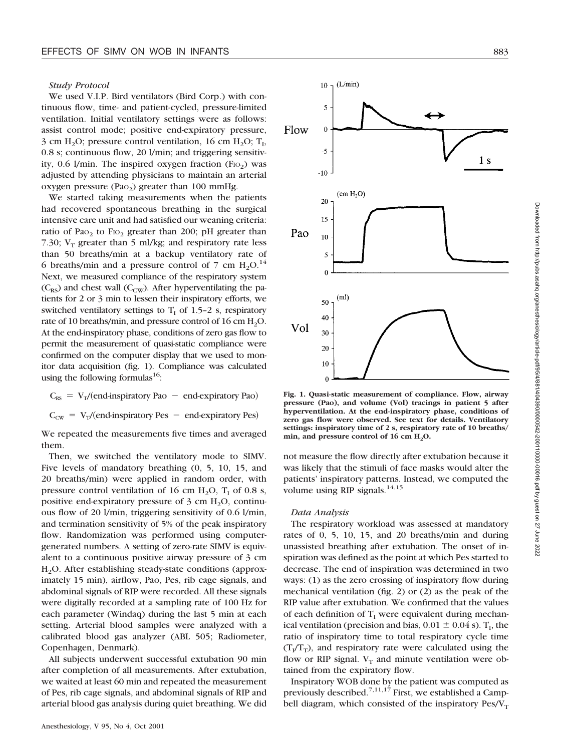*Study Protocol*

We used V.I.P. Bird ventilators (Bird Corp.) with continuous flow, time- and patient-cycled, pressure-limited ventilation. Initial ventilatory settings were as follows: assist control mode; positive end-expiratory pressure, 3 cm $H_2O$; pressure control ventilation, 16 cm $H_2O$; $T_I$, 0.8 s; continuous flow, 20 l/min; and triggering sensitivity, 0.6 l/min. The inspired oxygen fraction ($F_{IO_2}$) was adjusted by attending physicians to maintain an arterial oxygen pressure ($Pa_{O_2}$) greater than 100 mmHg.

We started taking measurements when the patients had recovered spontaneous breathing in the surgical intensive care unit and had satisfied our weaning criteria: ratio of $Pa_{O_2}$ to $F_{IO_2}$ greater than 200; pH greater than 7.30; $V_T$ greater than 5 ml/kg; and respiratory rate less than 50 breaths/min at a backup ventilatory rate of 6 breaths/min and a pressure control of 7 cm $H_2O$.[14] Next, we measured compliance of the respiratory system ($C_{RS}$) and chest wall ($C_{CW}$). After hyperventilating the patients for 2 or 3 min to lessen their inspiratory efforts, we switched ventilatory settings to $T_I$ of 1.5–2 s, respiratory rate of 10 breaths/min, and pressure control of 16 cm $H_2O$. At the end-inspiratory phase, conditions of zero gas flow to permit the measurement of quasi-static compliance were confirmed on the computer display that we used to monitor data acquisition (fig. 1). Compliance was calculated using the following formulas[16]:

$$C_{RS} = V_T/(\text{end-inspiratory Pao} - \text{end-expiratory Pao})$$

$$C_{CW} = V_T/(\text{end-inspiratory Pes} - \text{end-expiratory Pes})$$

We repeated the measurements five times and averaged them.

Then, we switched the ventilatory mode to SIMV. Five levels of mandatory breathing (0, 5, 10, 15, and 20 breaths/min) were applied in random order, with pressure control ventilation of 16 cm $H_2O$, $T_I$ of 0.8 s, positive end-expiratory pressure of 3 cm $H_2O$, continuous flow of 20 l/min, triggering sensitivity of 0.6 l/min, and termination sensitivity of 5% of the peak inspiratory flow. Randomization was performed using computer-generated numbers. A setting of zero-rate SIMV is equivalent to a continuous positive airway pressure of 3 cm $H_2O$. After establishing steady-state conditions (approximately 15 min), airflow, Pao, Pes, rib cage signals, and abdominal signals of RIP were recorded. All these signals were digitally recorded at a sampling rate of 100 Hz for each parameter (Windaq) during the last 5 min at each setting. Arterial blood samples were analyzed with a calibrated blood gas analyzer (ABL 505; Radiometer, Copenhagen, Denmark).

All subjects underwent successful extubation 90 min after completion of all measurements. After extubation, we waited at least 60 min and repeated the measurement of Pes, rib cage signals, and abdominal signals of RIP and arterial blood gas analysis during quiet breathing. We did not measure the flow directly after extubation because it was likely that the stimuli of face masks would alter the patients' inspiratory patterns. Instead, we computed the volume using RIP signals.[14,15]

**Fig. 1. Quasi-static measurement of compliance. Flow, airway pressure (Pao), and volume (Vol) tracings in patient 5 after hyperventilation. At the end-inspiratory phase, conditions of zero gas flow were observed. See text for details. Ventilatory settings: inspiratory time of 2 s, respiratory rate of 10 breaths/min, and pressure control of 16 cm $H_2O$.**

*Data Analysis*

The respiratory workload was assessed at mandatory rates of 0, 5, 10, 15, and 20 breaths/min and during unassisted breathing after extubation. The onset of inspiration was defined as the point at which Pes started to decrease. The end of inspiration was determined in two ways: (1) as the zero crossing of inspiratory flow during mechanical ventilation (fig. 2) or (2) as the peak of the RIP value after extubation. We confirmed that the values of each definition of $T_I$ were equivalent during mechanical ventilation (precision and bias, $0.01 \pm 0.04$ s). $T_I$, the ratio of inspiratory time to total respiratory cycle time ($T_I/T_T$), and respiratory rate were calculated using the flow or RIP signal. $V_T$ and minute ventilation were obtained from the expiratory flow.

Inspiratory WOB done by the patient was computed as previously described.[7,11,17] First, we established a Campbell diagram, which consisted of the inspiratory Pes/$V_T$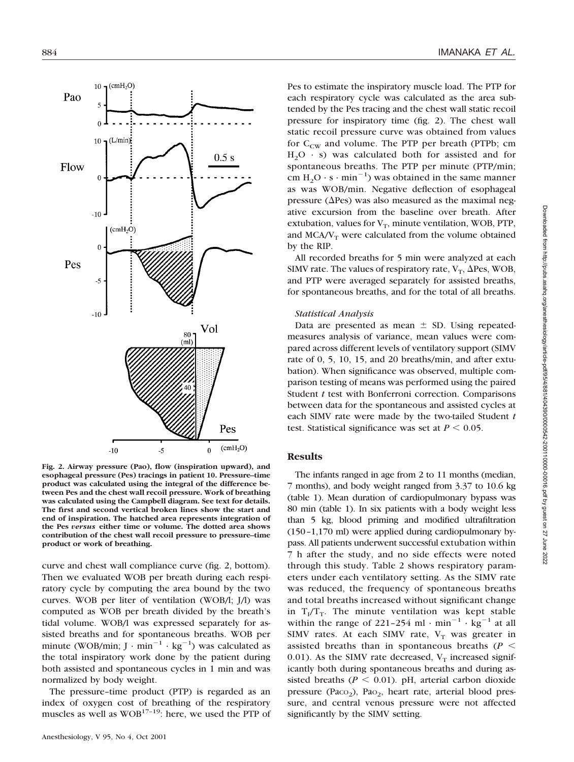Fig. 2. Airway pressure (Pao), flow (inspiration upward), and esophageal pressure (Pes) tracings in patient 10. Pressure–time product was calculated using the integral of the difference between Pes and the chest wall recoil pressure. Work of breathing was calculated using the Campbell diagram. See text for details. The first and second vertical broken lines show the start and end of inspiration. The hatched area represents integration of the Pes *versus* either time or volume. The dotted area shows contribution of the chest wall recoil pressure to pressure–time product or work of breathing.

curve and chest wall compliance curve (fig. 2, bottom). Then we evaluated WOB per breath during each respiratory cycle by computing the area bound by the two curves. WOB per liter of ventilation (WOB/l; J/l) was computed as WOB per breath divided by the breath's tidal volume. WOB/l was expressed separately for assisted breaths and for spontaneous breaths. WOB per minute (WOB/min; $J \cdot min^{-1} \cdot kg^{-1}$) was calculated as the total inspiratory work done by the patient during both assisted and spontaneous cycles in 1 min and was normalized by body weight.

The pressure–time product (PTP) is regarded as an index of oxygen cost of breathing of the respiratory muscles as well as WOB[17–19]: here, we used the PTP of Pes to estimate the inspiratory muscle load. The PTP for each respiratory cycle was calculated as the area subtended by the Pes tracing and the chest wall static recoil pressure for inspiratory time (fig. 2). The chest wall static recoil pressure curve was obtained from values for $C_{CW}$ and volume. The PTP per breath (PTPb; cm $H_2O \cdot s$) was calculated both for assisted and for spontaneous breaths. The PTP per minute (PTP/min; cm $H_2O \cdot s \cdot min^{-1}$) was obtained in the same manner as was WOB/min. Negative deflection of esophageal pressure (ΔPes) was also measured as the maximal negative excursion from the baseline over breath. After extubation, values for $V_T$, minute ventilation, WOB, PTP, and MCA/$V_T$ were calculated from the volume obtained by the RIP.

All recorded breaths for 5 min were analyzed at each SIMV rate. The values of respiratory rate, $V_T$, ΔPes, WOB, and PTP were averaged separately for assisted breaths, for spontaneous breaths, and for the total of all breaths.

### *Statistical Analysis*

Data are presented as mean ± SD. Using repeated-measures analysis of variance, mean values were compared across different levels of ventilatory support (SIMV rate of 0, 5, 10, 15, and 20 breaths/min, and after extubation). When significance was observed, multiple comparison testing of means was performed using the paired Student *t* test with Bonferroni correction. Comparisons between data for the spontaneous and assisted cycles at each SIMV rate were made by the two-tailed Student *t* test. Statistical significance was set at $P < 0.05$.

## Results

The infants ranged in age from 2 to 11 months (median, 7 months), and body weight ranged from 3.37 to 10.6 kg (table 1). Mean duration of cardiopulmonary bypass was 80 min (table 1). In six patients with a body weight less than 5 kg, blood priming and modified ultrafiltration (150–1,170 ml) were applied during cardiopulmonary bypass. All patients underwent successful extubation within 7 h after the study, and no side effects were noted through this study. Table 2 shows respiratory parameters under each ventilatory setting. As the SIMV rate was reduced, the frequency of spontaneous breaths and total breaths increased without significant change in $T_I/T_T$. The minute ventilation was kept stable within the range of 221–254 $ml \cdot min^{-1} \cdot kg^{-1}$ at all SIMV rates. At each SIMV rate, $V_T$ was greater in assisted breaths than in spontaneous breaths ($P < 0.01$). As the SIMV rate decreased, $V_T$ increased significantly both during spontaneous breaths and during assisted breaths ($P < 0.01$). pH, arterial carbon dioxide pressure ($Pa_{CO_2}$), $Pa_{O_2}$, heart rate, arterial blood pressure, and central venous pressure were not affected significantly by the SIMV setting.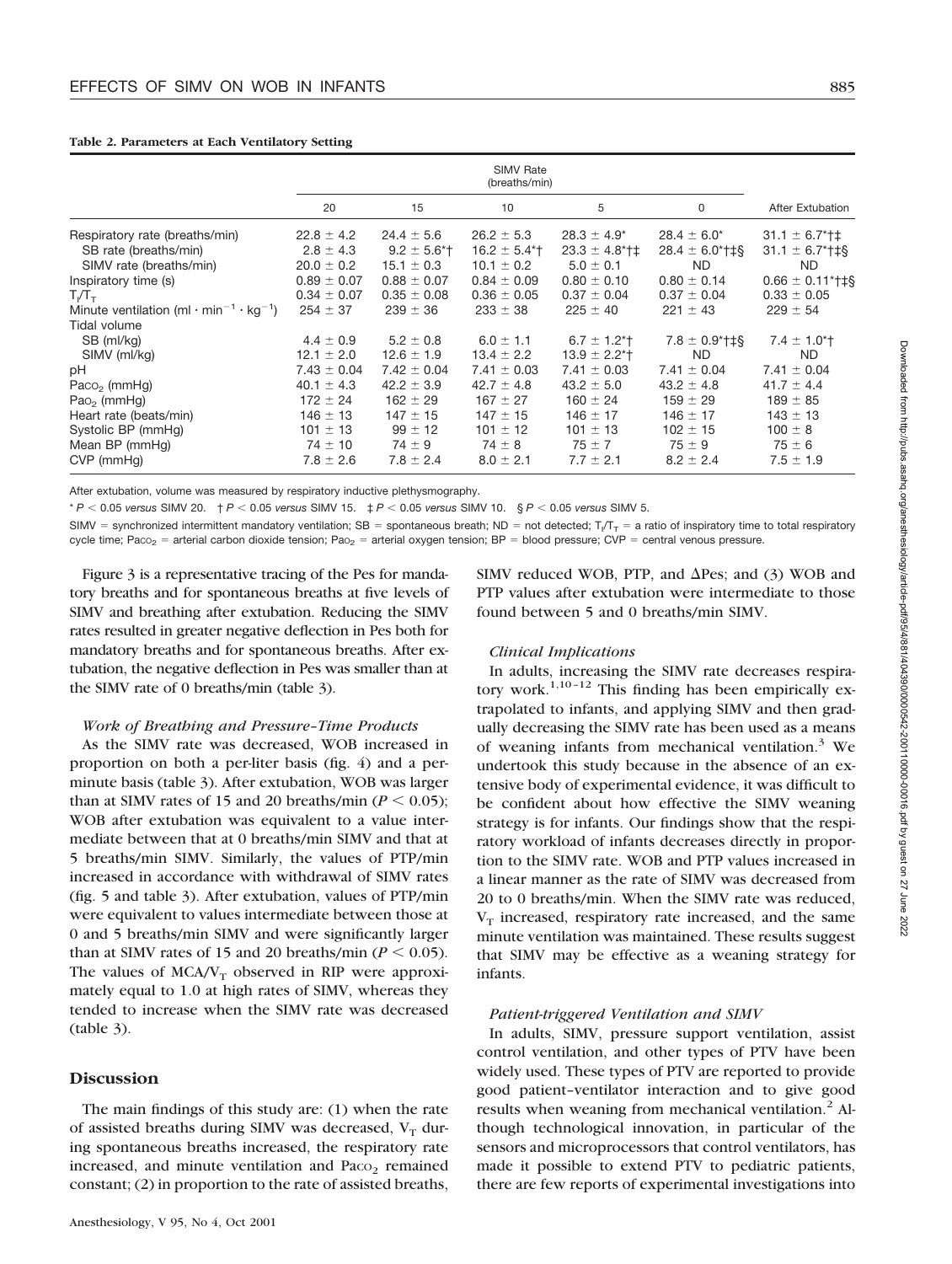**Table 2. Parameters at Each Ventilatory Setting**

| | SIMV Rate (breaths/min) | | | | | |
|---|---|---|---|---|---|---|
| | 20 | 15 | 10 | 5 | 0 | After Extubation |
| Respiratory rate (breaths/min) | 22.8 ± 4.2 | 24.4 ± 5.6 | 26.2 ± 5.3 | 28.3 ± 4.9* | 28.4 ± 6.0* | 31.1 ± 6.7*†‡ |
| SB rate (breaths/min) | 2.8 ± 4.3 | 9.2 ± 5.6*† | 16.2 ± 5.4*† | 23.3 ± 4.8*†‡ | 28.4 ± 6.0*†‡§ | 31.1 ± 6.7*†‡§ |
| SIMV rate (breaths/min) | 20.0 ± 0.2 | 15.1 ± 0.3 | 10.1 ± 0.2 | 5.0 ± 0.1 | ND | ND |
| Inspiratory time (s) | 0.89 ± 0.07 | 0.88 ± 0.07 | 0.84 ± 0.09 | 0.80 ± 0.10 | 0.80 ± 0.14 | 0.66 ± 0.11*†‡§ |
| $T_I/T_T$ | 0.34 ± 0.07 | 0.35 ± 0.08 | 0.36 ± 0.05 | 0.37 ± 0.04 | 0.37 ± 0.04 | 0.33 ± 0.05 |
| Minute ventilation ($ml \cdot min^{-1} \cdot kg^{-1}$) | 254 ± 37 | 239 ± 36 | 233 ± 38 | 225 ± 40 | 221 ± 43 | 229 ± 54 |
| Tidal volume | | | | | | |
| SB (ml/kg) | 4.4 ± 0.9 | 5.2 ± 0.8 | 6.0 ± 1.1 | 6.7 ± 1.2*† | 7.8 ± 0.9*†‡§ | 7.4 ± 1.0*† |
| SIMV (ml/kg) | 12.1 ± 2.0 | 12.6 ± 1.9 | 13.4 ± 2.2 | 13.9 ± 2.2*† | ND | ND |
| pH | 7.43 ± 0.04 | 7.42 ± 0.04 | 7.41 ± 0.03 | 7.41 ± 0.03 | 7.41 ± 0.04 | 7.41 ± 0.04 |
| $Pa_{CO_2}$ (mmHg) | 40.1 ± 4.3 | 42.2 ± 3.9 | 42.7 ± 4.8 | 43.2 ± 5.0 | 43.2 ± 4.8 | 41.7 ± 4.4 |
| $Pa_{O_2}$ (mmHg) | 172 ± 24 | 162 ± 29 | 167 ± 27 | 160 ± 24 | 159 ± 29 | 189 ± 85 |
| Heart rate (beats/min) | 146 ± 13 | 147 ± 15 | 147 ± 15 | 146 ± 17 | 146 ± 17 | 143 ± 13 |
| Systolic BP (mmHg) | 101 ± 13 | 99 ± 12 | 101 ± 12 | 101 ± 13 | 102 ± 15 | 100 ± 8 |
| Mean BP (mmHg) | 74 ± 10 | 74 ± 9 | 74 ± 8 | 75 ± 7 | 75 ± 9 | 75 ± 6 |
| CVP (mmHg) | 7.8 ± 2.6 | 7.8 ± 2.4 | 8.0 ± 2.1 | 7.7 ± 2.1 | 8.2 ± 2.4 | 7.5 ± 1.9 |

After extubation, volume was measured by respiratory inductive plethysmography.

* $P < 0.05$ *versus* SIMV 20. † $P < 0.05$ *versus* SIMV 15. ‡ $P < 0.05$ *versus* SIMV 10. § $P < 0.05$ *versus* SIMV 5.

SIMV = synchronized intermittent mandatory ventilation; SB = spontaneous breath; ND = not detected; $T_I/T_T$ = a ratio of inspiratory time to total respiratory cycle time; $Pa_{CO_2}$ = arterial carbon dioxide tension; $Pa_{O_2}$ = arterial oxygen tension; BP = blood pressure; CVP = central venous pressure.

Figure 3 is a representative tracing of the Pes for mandatory breaths and for spontaneous breaths at five levels of SIMV and breathing after extubation. Reducing the SIMV rates resulted in greater negative deflection in Pes both for mandatory breaths and for spontaneous breaths. After extubation, the negative deflection in Pes was smaller than at the SIMV rate of 0 breaths/min (table 3).

### *Work of Breathing and Pressure–Time Products*

As the SIMV rate was decreased, WOB increased in proportion on both a per-liter basis (fig. 4) and a per-minute basis (table 3). After extubation, WOB was larger than at SIMV rates of 15 and 20 breaths/min ($P < 0.05$); WOB after extubation was equivalent to a value intermediate between that at 0 breaths/min SIMV and that at 5 breaths/min SIMV. Similarly, the values of PTP/min increased in accordance with withdrawal of SIMV rates (fig. 5 and table 3). After extubation, values of PTP/min were equivalent to values intermediate between those at 0 and 5 breaths/min SIMV and were significantly larger than at SIMV rates of 15 and 20 breaths/min ($P < 0.05$). The values of $MCA/V_T$ observed in RIP were approximately equal to 1.0 at high rates of SIMV, whereas they tended to increase when the SIMV rate was decreased (table 3).

## Discussion

The main findings of this study are: (1) when the rate of assisted breaths during SIMV was decreased, $V_T$ during spontaneous breaths increased, the respiratory rate increased, and minute ventilation and $Pa_{CO_2}$ remained constant; (2) in proportion to the rate of assisted breaths, SIMV reduced WOB, PTP, and $\Delta$Pes; and (3) WOB and PTP values after extubation were intermediate to those found between 5 and 0 breaths/min SIMV.

### *Clinical Implications*

In adults, increasing the SIMV rate decreases respiratory work.[1,10–12] This finding has been empirically extrapolated to infants, and applying SIMV and then gradually decreasing the SIMV rate has been used as a means of weaning infants from mechanical ventilation.[3] We undertook this study because in the absence of an extensive body of experimental evidence, it was difficult to be confident about how effective the SIMV weaning strategy is for infants. Our findings show that the respiratory workload of infants decreases directly in proportion to the SIMV rate. WOB and PTP values increased in a linear manner as the rate of SIMV was decreased from 20 to 0 breaths/min. When the SIMV rate was reduced, $V_T$ increased, respiratory rate increased, and the same minute ventilation was maintained. These results suggest that SIMV may be effective as a weaning strategy for infants.

### *Patient-triggered Ventilation and SIMV*

In adults, SIMV, pressure support ventilation, assist control ventilation, and other types of PTV have been widely used. These types of PTV are reported to provide good patient–ventilator interaction and to give good results when weaning from mechanical ventilation.[2] Although technological innovation, in particular of the sensors and microprocessors that control ventilators, has made it possible to extend PTV to pediatric patients, there are few reports of experimental investigations into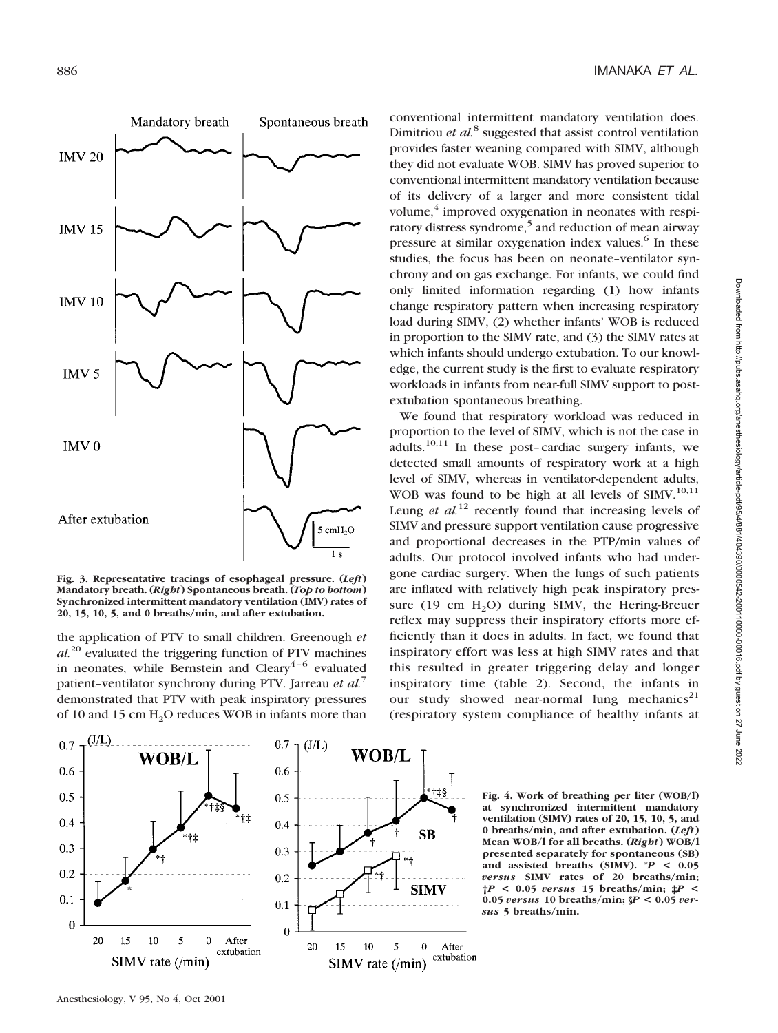Fig. 3. Representative tracings of esophageal pressure. (*Left*) Mandatory breath. (*Right*) Spontaneous breath. (*Top to bottom*) Synchronized intermittent mandatory ventilation (IMV) rates of 20, 15, 10, 5, and 0 breaths/min, and after extubation.

the application of PTV to small children. Greenough *et al.*[20] evaluated the triggering function of PTV machines in neonates, while Bernstein and Cleary[4–6] evaluated patient–ventilator synchrony during PTV. Jarreau *et al.*[7] demonstrated that PTV with peak inspiratory pressures of 10 and 15 cm $H_2O$ reduces WOB in infants more than conventional intermittent mandatory ventilation does. Dimitriou *et al.*[8] suggested that assist control ventilation provides faster weaning compared with SIMV, although they did not evaluate WOB. SIMV has proved superior to conventional intermittent mandatory ventilation because of its delivery of a larger and more consistent tidal volume,[4] improved oxygenation in neonates with respiratory distress syndrome,[5] and reduction of mean airway pressure at similar oxygenation index values.[6] In these studies, the focus has been on neonate–ventilator synchrony and on gas exchange. For infants, we could find only limited information regarding (1) how infants change respiratory pattern when increasing respiratory load during SIMV, (2) whether infants' WOB is reduced in proportion to the SIMV rate, and (3) the SIMV rates at which infants should undergo extubation. To our knowledge, the current study is the first to evaluate respiratory workloads in infants from near-full SIMV support to post-extubation spontaneous breathing.

We found that respiratory workload was reduced in proportion to the level of SIMV, which is not the case in adults.[10,11] In these post–cardiac surgery infants, we detected small amounts of respiratory work at a high level of SIMV, whereas in ventilator-dependent adults, WOB was found to be high at all levels of SIMV.[10,11] Leung *et al.*[12] recently found that increasing levels of SIMV and pressure support ventilation cause progressive and proportional decreases in the PTP/min values of adults. Our protocol involved infants who had undergone cardiac surgery. When the lungs of such patients are inflated with relatively high peak inspiratory pressure (19 cm $H_2O$) during SIMV, the Hering-Breuer reflex may suppress their inspiratory efforts more efficiently than it does in adults. In fact, we found that inspiratory effort was less at high SIMV rates and that this resulted in greater triggering delay and longer inspiratory time (table 2). Second, the infants in our study showed near-normal lung mechanics[21] (respiratory system compliance of healthy infants at

Fig. 4. Work of breathing per liter (WOB/l) at synchronized intermittent mandatory ventilation (SIMV) rates of 20, 15, 10, 5, and 0 breaths/min, and after extubation. (*Left*) Mean WOB/l for all breaths. (*Right*) WOB/l presented separately for spontaneous (SB) and assisted breaths (SIMV). \*$P < 0.05$ *versus* SIMV rates of 20 breaths/min; †$P < 0.05$ *versus* 15 breaths/min; ‡$P < 0.05$ *versus* 10 breaths/min; §$P < 0.05$ *versus* 5 breaths/min.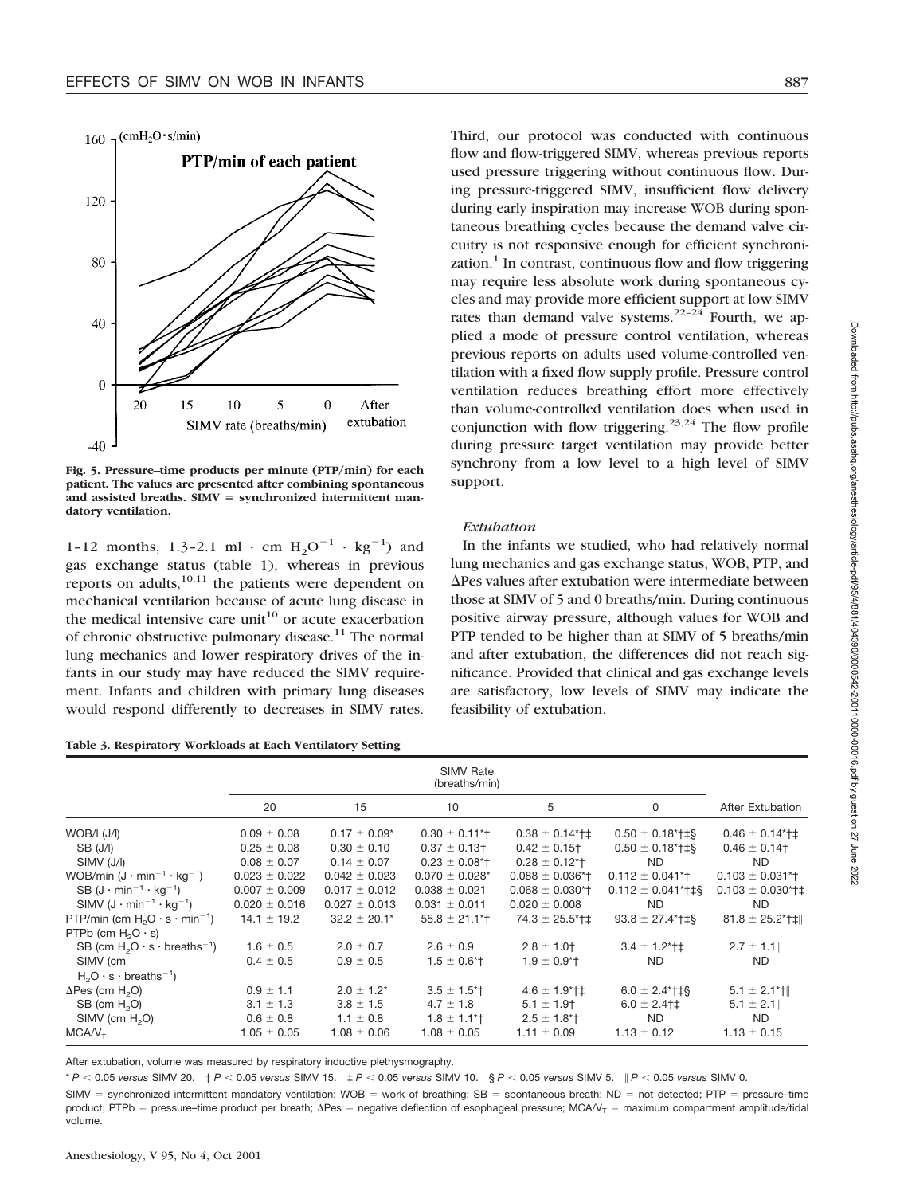Fig. 5. Pressure–time products per minute (PTP/min) for each patient. The values are presented after combining spontaneous and assisted breaths. SIMV = synchronized intermittent mandatory ventilation.

1–12 months, 1.3–2.1 ml · cm $H_2O^{-1}$ · $kg^{-1}$) and gas exchange status (table 1), whereas in previous reports on adults,[10,11] the patients were dependent on mechanical ventilation because of acute lung disease in the medical intensive care unit[10] or acute exacerbation of chronic obstructive pulmonary disease.[11] The normal lung mechanics and lower respiratory drives of the infants in our study may have reduced the SIMV requirement. Infants and children with primary lung diseases would respond differently to decreases in SIMV rates. Third, our protocol was conducted with continuous flow and flow-triggered SIMV, whereas previous reports used pressure triggering without continuous flow. During pressure-triggered SIMV, insufficient flow delivery during early inspiration may increase WOB during spontaneous breathing cycles because the demand valve circuitry is not responsive enough for efficient synchronization.[1] In contrast, continuous flow and flow triggering may require less absolute work during spontaneous cycles and may provide more efficient support at low SIMV rates than demand valve systems.[22–24] Fourth, we applied a mode of pressure control ventilation, whereas previous reports on adults used volume-controlled ventilation with a fixed flow supply profile. Pressure control ventilation reduces breathing effort more effectively than volume-controlled ventilation does when used in conjunction with flow triggering.[23,24] The flow profile during pressure target ventilation may provide better synchrony from a low level to a high level of SIMV support.

### *Extubation*

In the infants we studied, who had relatively normal lung mechanics and gas exchange status, WOB, PTP, and ΔPes values after extubation were intermediate between those at SIMV of 5 and 0 breaths/min. During continuous positive airway pressure, although values for WOB and PTP tended to be higher than at SIMV of 5 breaths/min and after extubation, the differences did not reach significance. Provided that clinical and gas exchange levels are satisfactory, low levels of SIMV may indicate the feasibility of extubation.

**Table 3. Respiratory Workloads at Each Ventilatory Setting**

| | SIMV Rate (breaths/min) | | | | | |
|---|---|---|---|---|---|---|
| | 20 | 15 | 10 | 5 | 0 | After Extubation |
| WOB/l (J/l) | 0.09 ± 0.08 | 0.17 ± 0.09* | 0.30 ± 0.11*† | 0.38 ± 0.14*†‡ | 0.50 ± 0.18*†‡§ | 0.46 ± 0.14*†‡ |
| SB (J/l) | 0.25 ± 0.08 | 0.30 ± 0.10 | 0.37 ± 0.13† | 0.42 ± 0.15† | 0.50 ± 0.18*†‡§ | 0.46 ± 0.14† |
| SIMV (J/l) | 0.08 ± 0.07 | 0.14 ± 0.07 | 0.23 ± 0.08*† | 0.28 ± 0.12*† | ND | ND |
| WOB/min (J · $min^{-1}$ · $kg^{-1}$) | 0.023 ± 0.022 | 0.042 ± 0.023 | 0.070 ± 0.028* | 0.088 ± 0.036*† | 0.112 ± 0.041*† | 0.103 ± 0.031*† |
| SB (J · $min^{-1}$ · $kg^{-1}$) | 0.007 ± 0.009 | 0.017 ± 0.012 | 0.038 ± 0.021 | 0.068 ± 0.030*† | 0.112 ± 0.041*†‡§ | 0.103 ± 0.030*†‡ |
| SIMV (J · $min^{-1}$ · $kg^{-1}$) | 0.020 ± 0.016 | 0.027 ± 0.013 | 0.031 ± 0.011 | 0.020 ± 0.008 | ND | ND |
| PTP/min (cm $H_2O$ · s · $min^{-1}$) | 14.1 ± 19.2 | 32.2 ± 20.1* | 55.8 ± 21.1*† | 74.3 ± 25.5*†‡ | 93.8 ± 27.4*†‡§ | 81.8 ± 25.2*†‡‖ |
| PTPb (cm $H_2O$ · s) | | | | | | |
| SB (cm $H_2O$ · s · $breaths^{-1}$) | 1.6 ± 0.5 | 2.0 ± 0.7 | 2.6 ± 0.9 | 2.8 ± 1.0† | 3.4 ± 1.2*†‡ | 2.7 ± 1.1‖ |
| SIMV (cm $H_2O$ · s · $breaths^{-1}$) | 0.4 ± 0.5 | 0.9 ± 0.5 | 1.5 ± 0.6*† | 1.9 ± 0.9*† | ND | ND |
| ΔPes (cm $H_2O$) | 0.9 ± 1.1 | 2.0 ± 1.2* | 3.5 ± 1.5*† | 4.6 ± 1.9*†‡ | 6.0 ± 2.4*†‡§ | 5.1 ± 2.1*†‖ |
| SB (cm $H_2O$) | 3.1 ± 1.3 | 3.8 ± 1.5 | 4.7 ± 1.8 | 5.1 ± 1.9† | 6.0 ± 2.4†‡ | 5.1 ± 2.1‖ |
| SIMV (cm $H_2O$) | 0.6 ± 0.8 | 1.1 ± 0.8 | 1.8 ± 1.1*† | 2.5 ± 1.8*† | ND | ND |
| $MCA/V_T$ | 1.05 ± 0.05 | 1.08 ± 0.06 | 1.08 ± 0.05 | 1.11 ± 0.09 | 1.13 ± 0.12 | 1.13 ± 0.15 |

After extubation, volume was measured by respiratory inductive plethysmography.

* $P < 0.05$ *versus* SIMV 20. † $P < 0.05$ *versus* SIMV 15. ‡ $P < 0.05$ *versus* SIMV 10. § $P < 0.05$ *versus* SIMV 5. ‖ $P < 0.05$ *versus* SIMV 0.

SIMV = synchronized intermittent mandatory ventilation; WOB = work of breathing; SB = spontaneous breath; ND = not detected; PTP = pressure–time product; PTPb = pressure–time product per breath; ΔPes = negative deflection of esophageal pressure; $MCA/V_T$ = maximum compartment amplitude/tidal volume.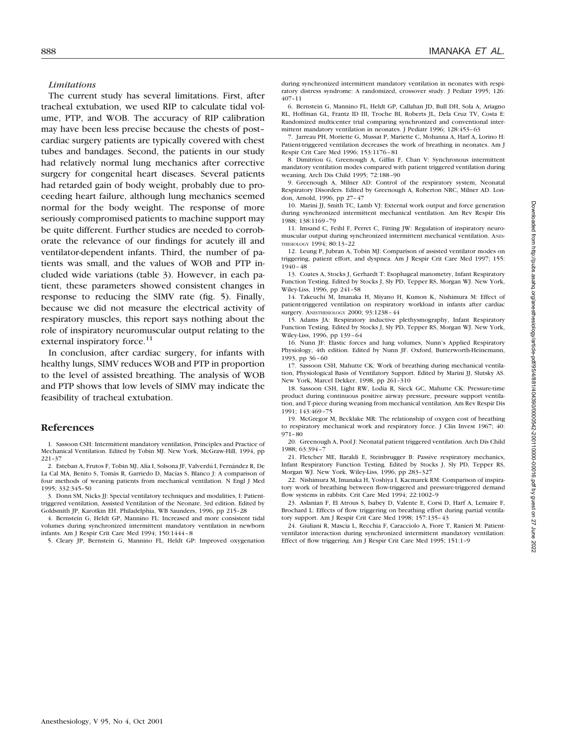### *Limitations*

The current study has several limitations. First, after tracheal extubation, we used RIP to calculate tidal volume, PTP, and WOB. The accuracy of RIP calibration may have been less precise because the chests of post–cardiac surgery patients are typically covered with chest tubes and bandages. Second, the patients in our study had relatively normal lung mechanics after corrective surgery for congenital heart diseases. Several patients had retarded gain of body weight, probably due to proceeding heart failure, although lung mechanics seemed normal for the body weight. The response of more seriously compromised patients to machine support may be quite different. Further studies are needed to corroborate the relevance of our findings for acutely ill and ventilator-dependent infants. Third, the number of patients was small, and the values of WOB and PTP included wide variations (table 3). However, in each patient, these parameters showed consistent changes in response to reducing the SIMV rate (fig. 5). Finally, because we did not measure the electrical activity of respiratory muscles, this report says nothing about the role of inspiratory neuromuscular output relating to the external inspiratory force.[11]

In conclusion, after cardiac surgery, for infants with healthy lungs, SIMV reduces WOB and PTP in proportion to the level of assisted breathing. The analysis of WOB and PTP shows that low levels of SIMV may indicate the feasibility of tracheal extubation.

## References

1. Sassoon CSH: Intermittent mandatory ventilation, Principles and Practice of Mechanical Ventilation. Edited by Tobin MJ. New York, McGraw-Hill, 1994, pp 221–37
2. Esteban A, Frutos F, Tobin MJ, Alía I, Solsona JF, Valverdú I, Fernández R, De La Cal MA, Benito S, Tomás R, Garriedo D, Macías S, Blanco J: A comparison of four methods of weaning patients from mechanical ventilation. N Engl J Med 1995; 332:345–50
3. Donn SM, Nicks JJ: Special ventilatory techniques and modalities, I: Patient-triggered ventilation, Assisted Ventilation of the Neonate, 3rd edition. Edited by Goldsmith JP, Karotkin EH. Philadelphia, WB Saunders, 1996, pp 215–28
4. Bernstein G, Heldt GP, Mannino FL: Increased and more consistent tidal volumes during synchronized intermittent mandatory ventilation in newborn infants. Am J Respir Crit Care Med 1994; 150:1444–8
5. Cleary JP, Bernstein G, Mannino FL, Heldt GP: Improved oxygenation during synchronized intermittent mandatory ventilation in neonates with respiratory distress syndrome: A randomized, crossover study. J Pediatr 1995; 126:407–11
6. Bernstein G, Mannino FL, Heldt GP, Callahan JD, Bull DH, Sola A, Ariagno RL, Hoffman GL, Frantz ID III, Troche BI, Roberts JL, Dela Cruz TV, Costa E: Randomized multicenter trial comparing synchronized and conventional intermittent mandatory ventilation in neonates. J Pediatr 1996; 128:453–63
7. Jarreau PH, Moriette G, Mussat P, Mariette C, Mohanna A, Harf A, Lorino H: Patient-triggered ventilation decreases the work of breathing in neonates. Am J Respir Crit Care Med 1996; 153:1176–81
8. Dimitriou G, Greenough A, Giffin F, Chan V: Synchronous intermittent mandatory ventilation modes compared with patient triggered ventilation during weaning. Arch Dis Child 1995; 72:188–90
9. Greenough A, Milner AD: Control of the respiratory system, Neonatal Respiratory Disorders. Edited by Greenough A, Roberton NRC, Milner AD. London, Arnold, 1996, pp 27–47
10. Marini JJ, Smith TC, Lamb VJ: External work output and force generation during synchronized intermittent mechanical ventilation. Am Rev Respir Dis 1988; 138:1169–79
11. Imsand C, Feihl F, Perret C, Fitting JW: Regulation of inspiratory neuromuscular output during synchronized intermittent mechanical ventilation. ANESTHESIOLOGY 1994; 80:13–22
12. Leung P, Jubran A, Tobin MJ: Comparison of assisted ventilator modes on triggering, patient effort, and dyspnea. Am J Respir Crit Care Med 1997; 155:1940–48
13. Coates A, Stocks J, Gerhardt T: Esophageal manometry, Infant Respiratory Function Testing. Edited by Stocks J, Sly PD, Tepper RS, Morgan WJ. New York, Wiley-Liss, 1996, pp 241–58
14. Takeuchi M, Imanaka H, Miyano H, Kumon K, Nishimura M: Effect of patient-triggered ventilation on respiratory workload in infants after cardiac surgery. ANESTHESIOLOGY 2000; 93:1238–44
15. Adams JA: Respiratory inductive plethysmography, Infant Respiratory Function Testing. Edited by Stocks J, Sly PD, Tepper RS, Morgan WJ. New York, Wiley-Liss, 1996, pp 139–64
16. Nunn JF: Elastic forces and lung volumes, Nunn's Applied Respiratory Physiology, 4th edition. Edited by Nunn JF. Oxford, Butterworth-Heinemann, 1993, pp 36–60
17. Sassoon CSH, Mahutte CK: Work of breathing during mechanical ventilation, Physiological Basis of Ventilatory Support. Edited by Marini JJ, Slutsky AS. New York, Marcel Dekker, 1998, pp 261–310
18. Sassoon CSH, Light RW, Lodia R, Sieck GC, Mahutte CK: Pressure-time product during continuous positive airway pressure, pressure support ventilation, and T-piece during weaning from mechanical ventilation. Am Rev Respir Dis 1991; 143:469–75
19. McGregor M, Becklake MR: The relationship of oxygen cost of breathing to respiratory mechanical work and respiratory force. J Clin Invest 1967; 40:971–80
20. Greenough A, Pool J: Neonatal patient triggered ventilation. Arch Dis Child 1988; 63:394–7
21. Fletcher ME, Baraldi E, Steinbrugger B: Passive respiratory mechanics, Infant Respiratory Function Testing. Edited by Stocks J, Sly PD, Tepper RS, Morgan WJ. New York, Wiley-Liss, 1996, pp 283–327
22. Nishimura M, Imanaka H, Yoshiya I, Kacmarek RM: Comparison of inspiratory work of breathing between flow-triggered and pressure-triggered demand flow systems in rabbits. Crit Care Med 1994; 22:1002–9
23. Aslanian P, El Atrous S, Isabey D, Valente E, Corsi D, Harf A, Lemaire F, Brochard L: Effects of flow triggering on breathing effort during partial ventilatory support. Am J Respir Crit Care Med 1998; 157:135–43
24. Giuliani R, Mascia L, Recchia F, Caracciolo A, Fiore T, Ranieri M: Patient-ventilator interaction during synchronized intermittent mandatory ventilation: Effect of flow triggering. Am J Respir Crit Care Med 1995; 151:1–9